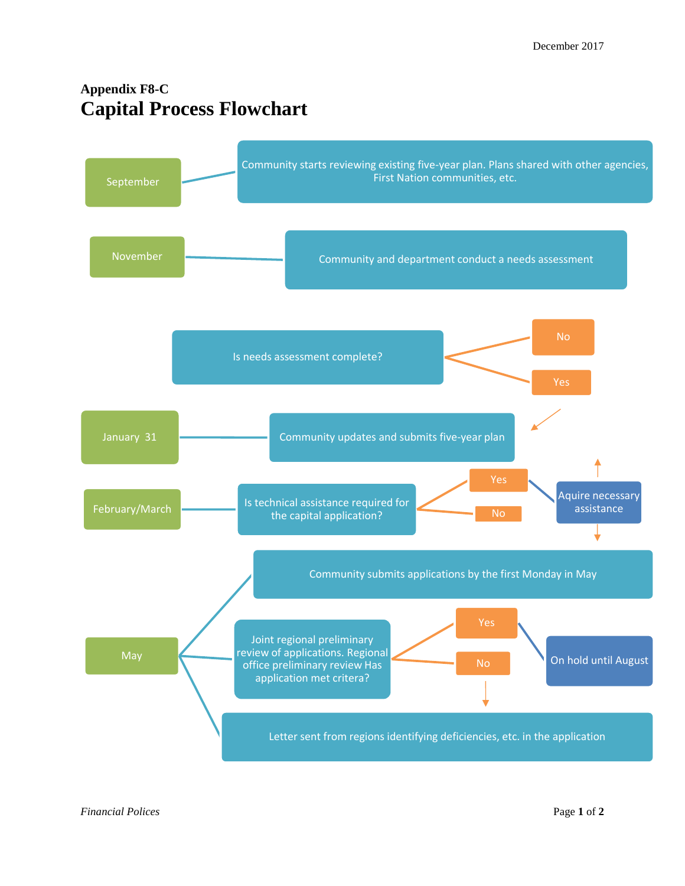December 2017

**Appendix F8-C**

# Capital Process Flowchart

**September** — Community starts reviewing existing five-year plan. Plans shared with other agencies, First Nation communities, etc.

**November** — Community and department conduct a needs assessment

Is needs assessment complete?
- No
- Yes

**January 31** — Community updates and submits five-year plan

**February/March** — Is technical assistance required for the capital application?
- Yes — Aquire necessary assistance
- No

**May**
- Community submits applications by the first Monday in May
- Joint regional preliminary review of applications. Regional office preliminary review Has application met critera?
  - Yes — On hold until August
  - No
- Letter sent from regions identifying deficiencies, etc. in the application

*Financial Polices*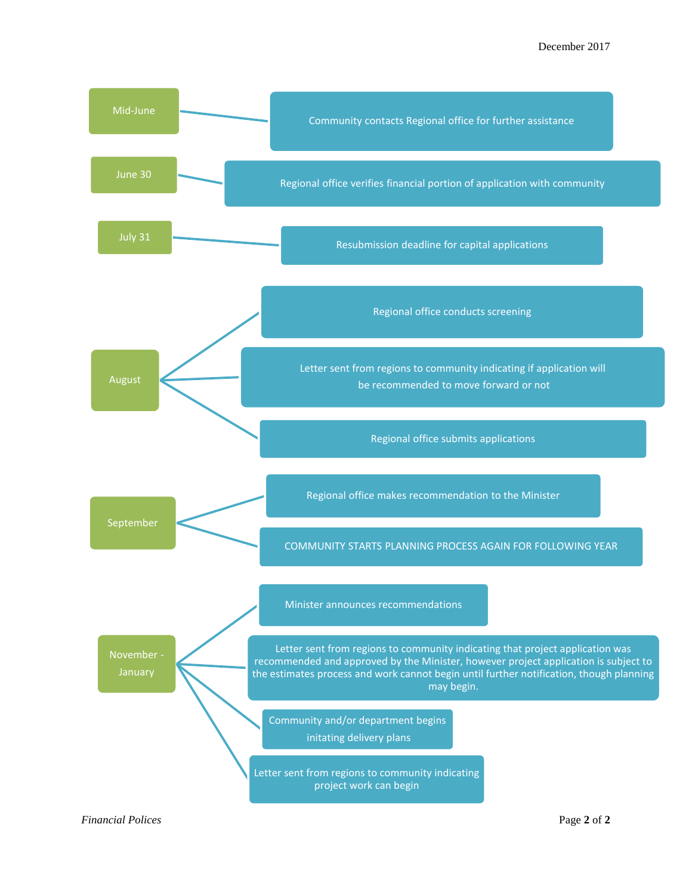**Mid-June**
- Community contacts Regional office for further assistance

**June 30**
- Regional office verifies financial portion of application with community

**July 31**
- Resubmission deadline for capital applications

**August**
- Regional office conducts screening
- Letter sent from regions to community indicating if application will be recommended to move forward or not
- Regional office submits applications

**September**
- Regional office makes recommendation to the Minister
- COMMUNITY STARTS PLANNING PROCESS AGAIN FOR FOLLOWING YEAR

**November - January**
- Minister announces recommendations
- Letter sent from regions to community indicating that project application was recommended and approved by the Minister, however project application is subject to the estimates process and work cannot begin until further notification, though planning may begin.
- Community and/or department begins initating delivery plans
- Letter sent from regions to community indicating project work can begin